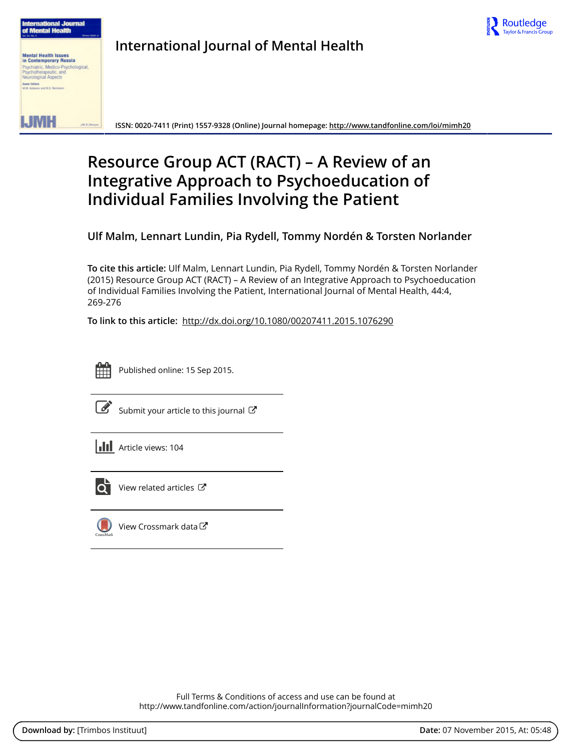# International Journal of Mental Health

ISSN: 0020-7411 (Print) 1557-9328 (Online) Journal homepage: http://www.tandfonline.com/loi/mimh20

# Resource Group ACT (RACT) – A Review of an Integrative Approach to Psychoeducation of Individual Families Involving the Patient

**Ulf Malm, Lennart Lundin, Pia Rydell, Tommy Nordén & Torsten Norlander**

**To cite this article:** Ulf Malm, Lennart Lundin, Pia Rydell, Tommy Nordén & Torsten Norlander (2015) Resource Group ACT (RACT) – A Review of an Integrative Approach to Psychoeducation of Individual Families Involving the Patient, International Journal of Mental Health, 44:4, 269-276

**To link to this article:** http://dx.doi.org/10.1080/00207411.2015.1076290

Published online: 15 Sep 2015.

Submit your article to this journal

Article views: 104

View related articles

View Crossmark data

Full Terms & Conditions of access and use can be found at
http://www.tandfonline.com/action/journalInformation?journalCode=mimh20

**Download by:** [Trimbos Instituut] **Date:** 07 November 2015, At: 05:48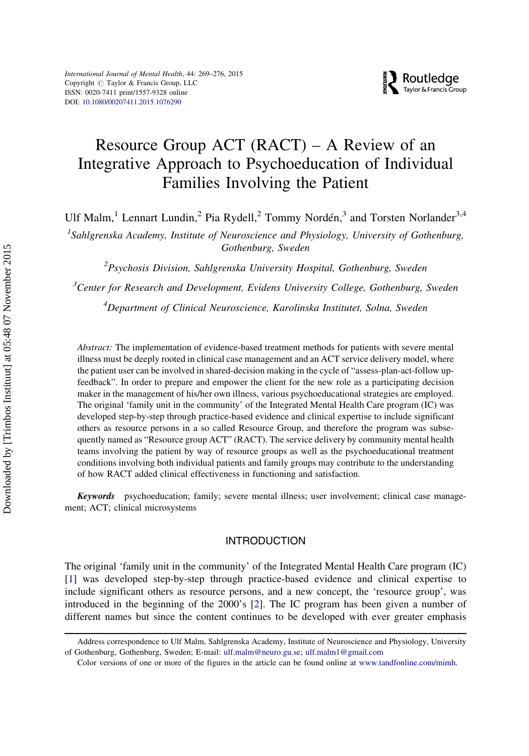# Resource Group ACT (RACT) – A Review of an Integrative Approach to Psychoeducation of Individual Families Involving the Patient

Ulf Malm,[1] Lennart Lundin,[2] Pia Rydell,[2] Tommy Nordén,[3] and Torsten Norlander[3,4]

[1]*Sahlgrenska Academy, Institute of Neuroscience and Physiology, University of Gothenburg, Gothenburg, Sweden*

[2]*Psychosis Division, Sahlgrenska University Hospital, Gothenburg, Sweden*

[3]*Center for Research and Development, Evidens University College, Gothenburg, Sweden*

[4]*Department of Clinical Neuroscience, Karolinska Institutet, Solna, Sweden*

*Abstract:* The implementation of evidence-based treatment methods for patients with severe mental illness must be deeply rooted in clinical case management and an ACT service delivery model, where the patient user can be involved in shared-decision making in the cycle of "assess-plan-act-follow up-feedback". In order to prepare and empower the client for the new role as a participating decision maker in the management of his/her own illness, various psychoeducational strategies are employed. The original 'family unit in the community' of the Integrated Mental Health Care program (IC) was developed step-by-step through practice-based evidence and clinical expertise to include significant others as resource persons in a so called Resource Group, and therefore the program was subsequently named as "Resource group ACT" (RACT). The service delivery by community mental health teams involving the patient by way of resource groups as well as the psychoeducational treatment conditions involving both individual patients and family groups may contribute to the understanding of how RACT added clinical effectiveness in functioning and satisfaction.

***Keywords*** psychoeducation; family; severe mental illness; user involvement; clinical case management; ACT; clinical microsystems

## INTRODUCTION

The original 'family unit in the community' of the Integrated Mental Health Care program (IC) [1] was developed step-by-step through practice-based evidence and clinical expertise to include significant others as resource persons, and a new concept, the 'resource group', was introduced in the beginning of the 2000's [2]. The IC program has been given a number of different names but since the content continues to be developed with ever greater emphasis

Address correspondence to Ulf Malm, Sahlgrenska Academy, Institute of Neuroscience and Physiology, University of Gothenburg, Gothenburg, Sweden; E-mail: ulf.malm@neuro.gu.se; ulf.malm1@gmail.com

Color versions of one or more of the figures in the article can be found online at www.tandfonline.com/mimh.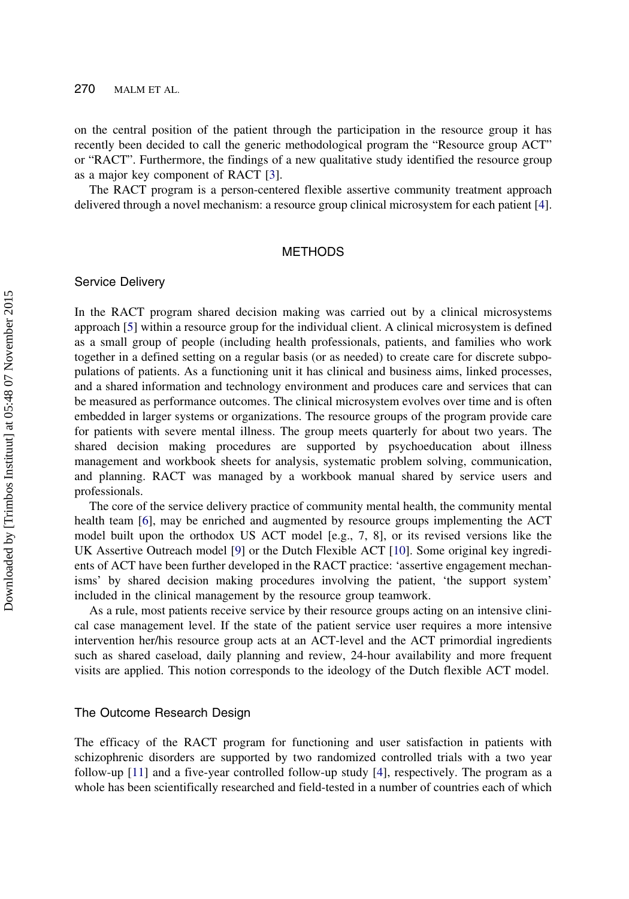on the central position of the patient through the participation in the resource group it has recently been decided to call the generic methodological program the "Resource group ACT" or "RACT". Furthermore, the findings of a new qualitative study identified the resource group as a major key component of RACT [3].

The RACT program is a person-centered flexible assertive community treatment approach delivered through a novel mechanism: a resource group clinical microsystem for each patient [4].

## METHODS

### Service Delivery

In the RACT program shared decision making was carried out by a clinical microsystems approach [5] within a resource group for the individual client. A clinical microsystem is defined as a small group of people (including health professionals, patients, and families who work together in a defined setting on a regular basis (or as needed) to create care for discrete subpopulations of patients. As a functioning unit it has clinical and business aims, linked processes, and a shared information and technology environment and produces care and services that can be measured as performance outcomes. The clinical microsystem evolves over time and is often embedded in larger systems or organizations. The resource groups of the program provide care for patients with severe mental illness. The group meets quarterly for about two years. The shared decision making procedures are supported by psychoeducation about illness management and workbook sheets for analysis, systematic problem solving, communication, and planning. RACT was managed by a workbook manual shared by service users and professionals.

The core of the service delivery practice of community mental health, the community mental health team [6], may be enriched and augmented by resource groups implementing the ACT model built upon the orthodox US ACT model [e.g., 7, 8], or its revised versions like the UK Assertive Outreach model [9] or the Dutch Flexible ACT [10]. Some original key ingredients of ACT have been further developed in the RACT practice: 'assertive engagement mechanisms' by shared decision making procedures involving the patient, 'the support system' included in the clinical management by the resource group teamwork.

As a rule, most patients receive service by their resource groups acting on an intensive clinical case management level. If the state of the patient service user requires a more intensive intervention her/his resource group acts at an ACT-level and the ACT primordial ingredients such as shared caseload, daily planning and review, 24-hour availability and more frequent visits are applied. This notion corresponds to the ideology of the Dutch flexible ACT model.

### The Outcome Research Design

The efficacy of the RACT program for functioning and user satisfaction in patients with schizophrenic disorders are supported by two randomized controlled trials with a two year follow-up [11] and a five-year controlled follow-up study [4], respectively. The program as a whole has been scientifically researched and field-tested in a number of countries each of which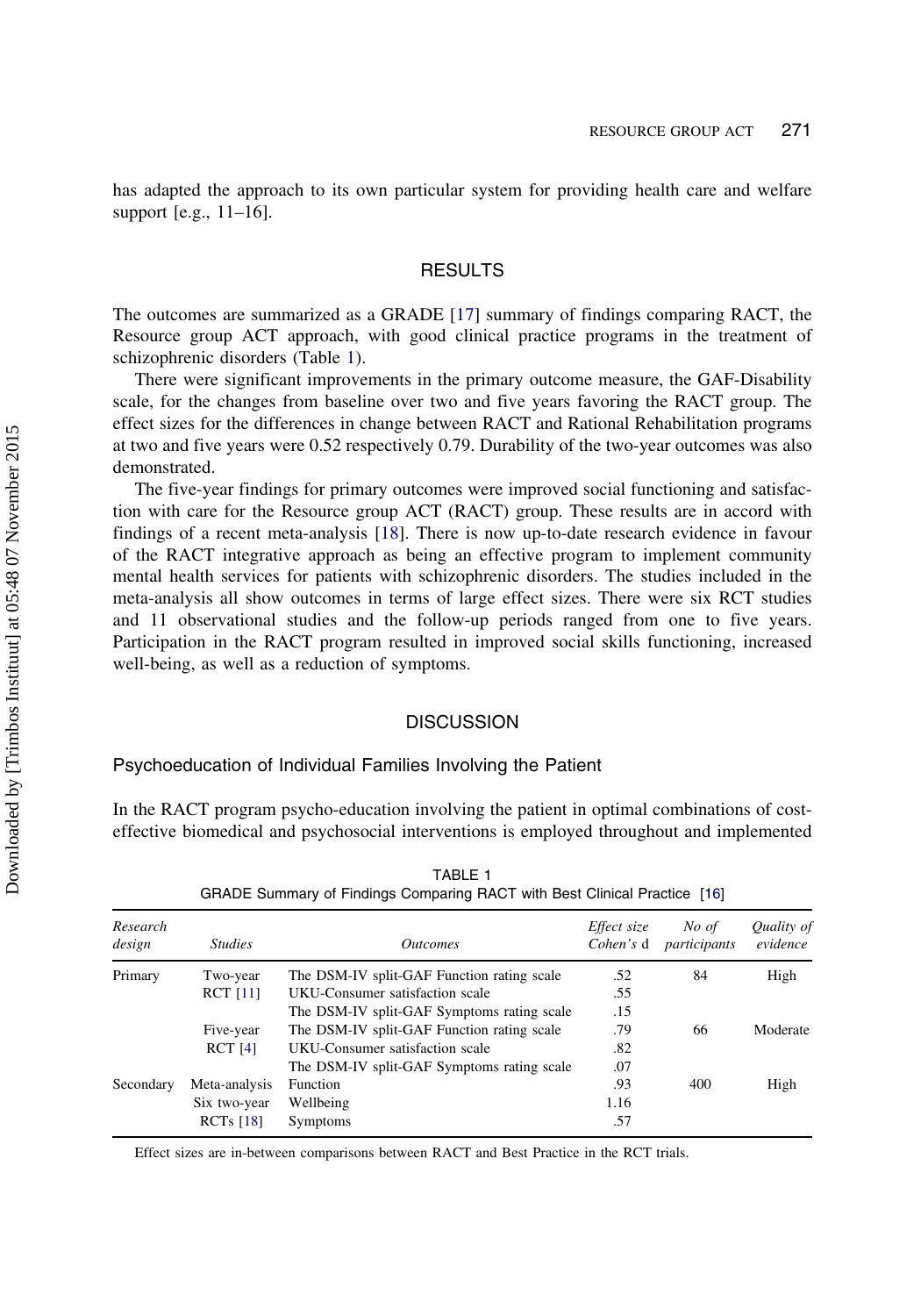has adapted the approach to its own particular system for providing health care and welfare support [e.g., 11–16].

## RESULTS

The outcomes are summarized as a GRADE [17] summary of findings comparing RACT, the Resource group ACT approach, with good clinical practice programs in the treatment of schizophrenic disorders (Table 1).

There were significant improvements in the primary outcome measure, the GAF-Disability scale, for the changes from baseline over two and five years favoring the RACT group. The effect sizes for the differences in change between RACT and Rational Rehabilitation programs at two and five years were 0.52 respectively 0.79. Durability of the two-year outcomes was also demonstrated.

The five-year findings for primary outcomes were improved social functioning and satisfaction with care for the Resource group ACT (RACT) group. These results are in accord with findings of a recent meta-analysis [18]. There is now up-to-date research evidence in favour of the RACT integrative approach as being an effective program to implement community mental health services for patients with schizophrenic disorders. The studies included in the meta-analysis all show outcomes in terms of large effect sizes. There were six RCT studies and 11 observational studies and the follow-up periods ranged from one to five years. Participation in the RACT program resulted in improved social skills functioning, increased well-being, as well as a reduction of symptoms.

## DISCUSSION

### Psychoeducation of Individual Families Involving the Patient

In the RACT program psycho-education involving the patient in optimal combinations of cost-effective biomedical and psychosocial interventions is employed throughout and implemented

TABLE 1
GRADE Summary of Findings Comparing RACT with Best Clinical Practice [16]

| *Research design* | *Studies* | *Outcomes* | *Effect size Cohen's* d | *No of participants* | *Quality of evidence* |
|---|---|---|---|---|---|
| Primary | Two-year RCT [11] | The DSM-IV split-GAF Function rating scale | .52 | 84 | High |
| | | UKU-Consumer satisfaction scale | .55 | | |
| | | The DSM-IV split-GAF Symptoms rating scale | .15 | | |
| | Five-year RCT [4] | The DSM-IV split-GAF Function rating scale | .79 | 66 | Moderate |
| | | UKU-Consumer satisfaction scale | .82 | | |
| | | The DSM-IV split-GAF Symptoms rating scale | .07 | | |
| Secondary | Meta-analysis Six two-year RCTs [18] | Function | .93 | 400 | High |
| | | Wellbeing | 1.16 | | |
| | | Symptoms | .57 | | |

Effect sizes are in-between comparisons between RACT and Best Practice in the RCT trials.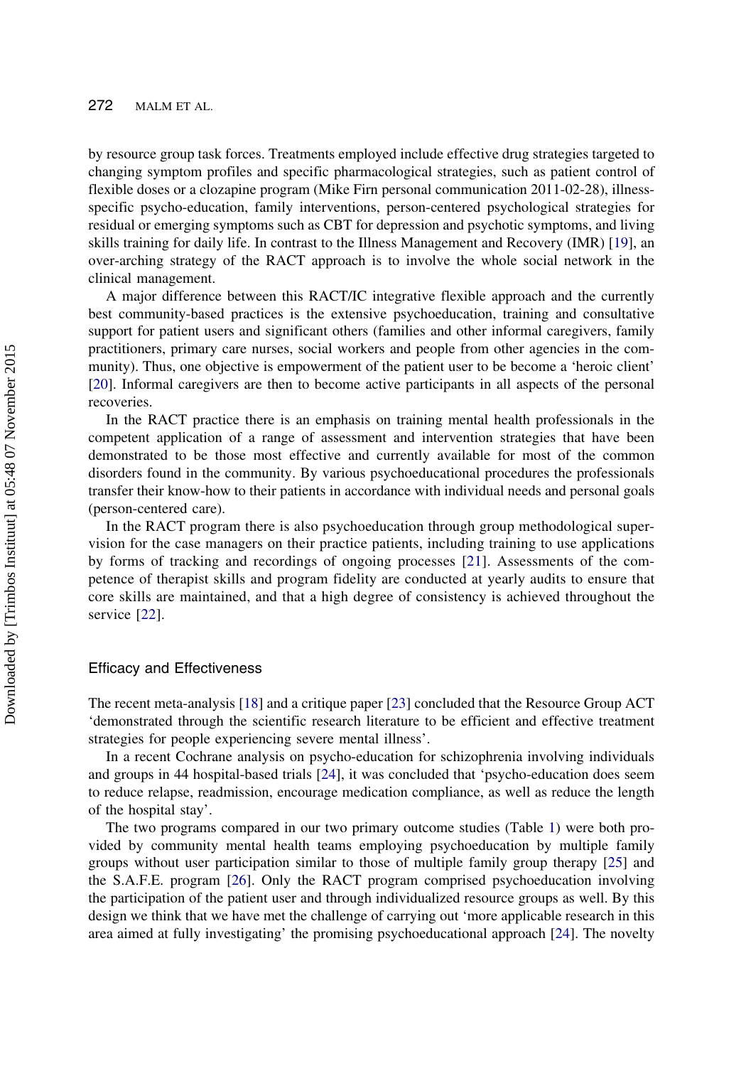by resource group task forces. Treatments employed include effective drug strategies targeted to changing symptom profiles and specific pharmacological strategies, such as patient control of flexible doses or a clozapine program (Mike Firn personal communication 2011-02-28), illness-specific psycho-education, family interventions, person-centered psychological strategies for residual or emerging symptoms such as CBT for depression and psychotic symptoms, and living skills training for daily life. In contrast to the Illness Management and Recovery (IMR) [19], an over-arching strategy of the RACT approach is to involve the whole social network in the clinical management.

A major difference between this RACT/IC integrative flexible approach and the currently best community-based practices is the extensive psychoeducation, training and consultative support for patient users and significant others (families and other informal caregivers, family practitioners, primary care nurses, social workers and people from other agencies in the community). Thus, one objective is empowerment of the patient user to be become a 'heroic client' [20]. Informal caregivers are then to become active participants in all aspects of the personal recoveries.

In the RACT practice there is an emphasis on training mental health professionals in the competent application of a range of assessment and intervention strategies that have been demonstrated to be those most effective and currently available for most of the common disorders found in the community. By various psychoeducational procedures the professionals transfer their know-how to their patients in accordance with individual needs and personal goals (person-centered care).

In the RACT program there is also psychoeducation through group methodological supervision for the case managers on their practice patients, including training to use applications by forms of tracking and recordings of ongoing processes [21]. Assessments of the competence of therapist skills and program fidelity are conducted at yearly audits to ensure that core skills are maintained, and that a high degree of consistency is achieved throughout the service [22].

## Efficacy and Effectiveness

The recent meta-analysis [18] and a critique paper [23] concluded that the Resource Group ACT 'demonstrated through the scientific research literature to be efficient and effective treatment strategies for people experiencing severe mental illness'.

In a recent Cochrane analysis on psycho-education for schizophrenia involving individuals and groups in 44 hospital-based trials [24], it was concluded that 'psycho-education does seem to reduce relapse, readmission, encourage medication compliance, as well as reduce the length of the hospital stay'.

The two programs compared in our two primary outcome studies (Table 1) were both provided by community mental health teams employing psychoeducation by multiple family groups without user participation similar to those of multiple family group therapy [25] and the S.A.F.E. program [26]. Only the RACT program comprised psychoeducation involving the participation of the patient user and through individualized resource groups as well. By this design we think that we have met the challenge of carrying out 'more applicable research in this area aimed at fully investigating' the promising psychoeducational approach [24]. The novelty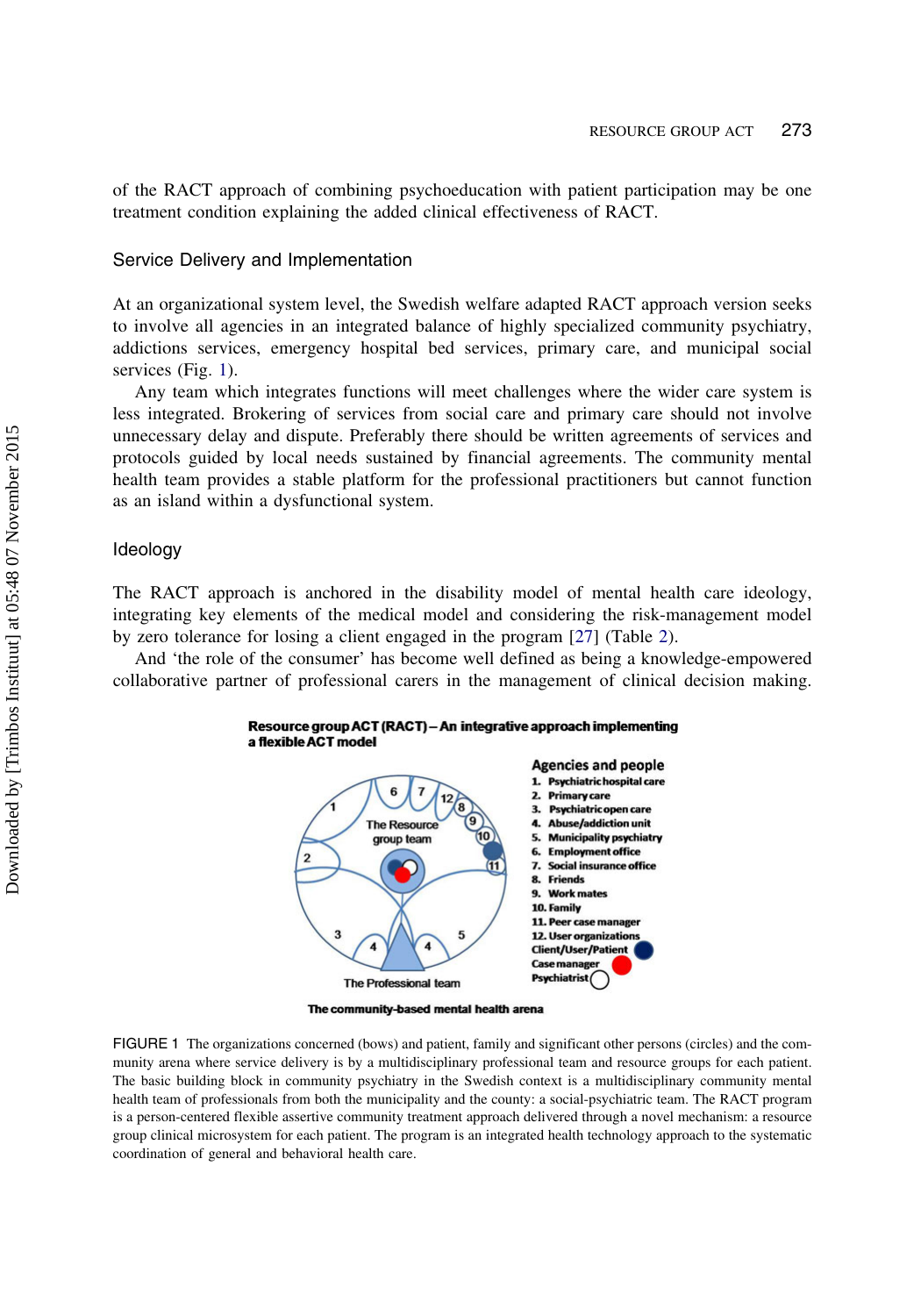of the RACT approach of combining psychoeducation with patient participation may be one treatment condition explaining the added clinical effectiveness of RACT.

## Service Delivery and Implementation

At an organizational system level, the Swedish welfare adapted RACT approach version seeks to involve all agencies in an integrated balance of highly specialized community psychiatry, addictions services, emergency hospital bed services, primary care, and municipal social services (Fig. 1).

Any team which integrates functions will meet challenges where the wider care system is less integrated. Brokering of services from social care and primary care should not involve unnecessary delay and dispute. Preferably there should be written agreements of services and protocols guided by local needs sustained by financial agreements. The community mental health team provides a stable platform for the professional practitioners but cannot function as an island within a dysfunctional system.

## Ideology

The RACT approach is anchored in the disability model of mental health care ideology, integrating key elements of the medical model and considering the risk-management model by zero tolerance for losing a client engaged in the program [27] (Table 2).

And 'the role of the consumer' has become well defined as being a knowledge-empowered collaborative partner of professional carers in the management of clinical decision making.

**Resource group ACT (RACT) – An integrative approach implementing a flexible ACT model**

**Agencies and people**

1. Psychiatric hospital care
2. Primary care
3. Psychiatric open care
4. Abuse/addiction unit
5. Municipality psychiatry
6. Employment office
7. Social insurance office
8. Friends
9. Work mates
10. Family
11. Peer case manager
12. User organizations

Client/User/Patient
Case manager
Psychiatrist

The Resource group team

The Professional team

The community-based mental health arena

FIGURE 1 The organizations concerned (bows) and patient, family and significant other persons (circles) and the community arena where service delivery is by a multidisciplinary professional team and resource groups for each patient. The basic building block in community psychiatry in the Swedish context is a multidisciplinary community mental health team of professionals from both the municipality and the county: a social-psychiatric team. The RACT program is a person-centered flexible assertive community treatment approach delivered through a novel mechanism: a resource group clinical microsystem for each patient. The program is an integrated health technology approach to the systematic coordination of general and behavioral health care.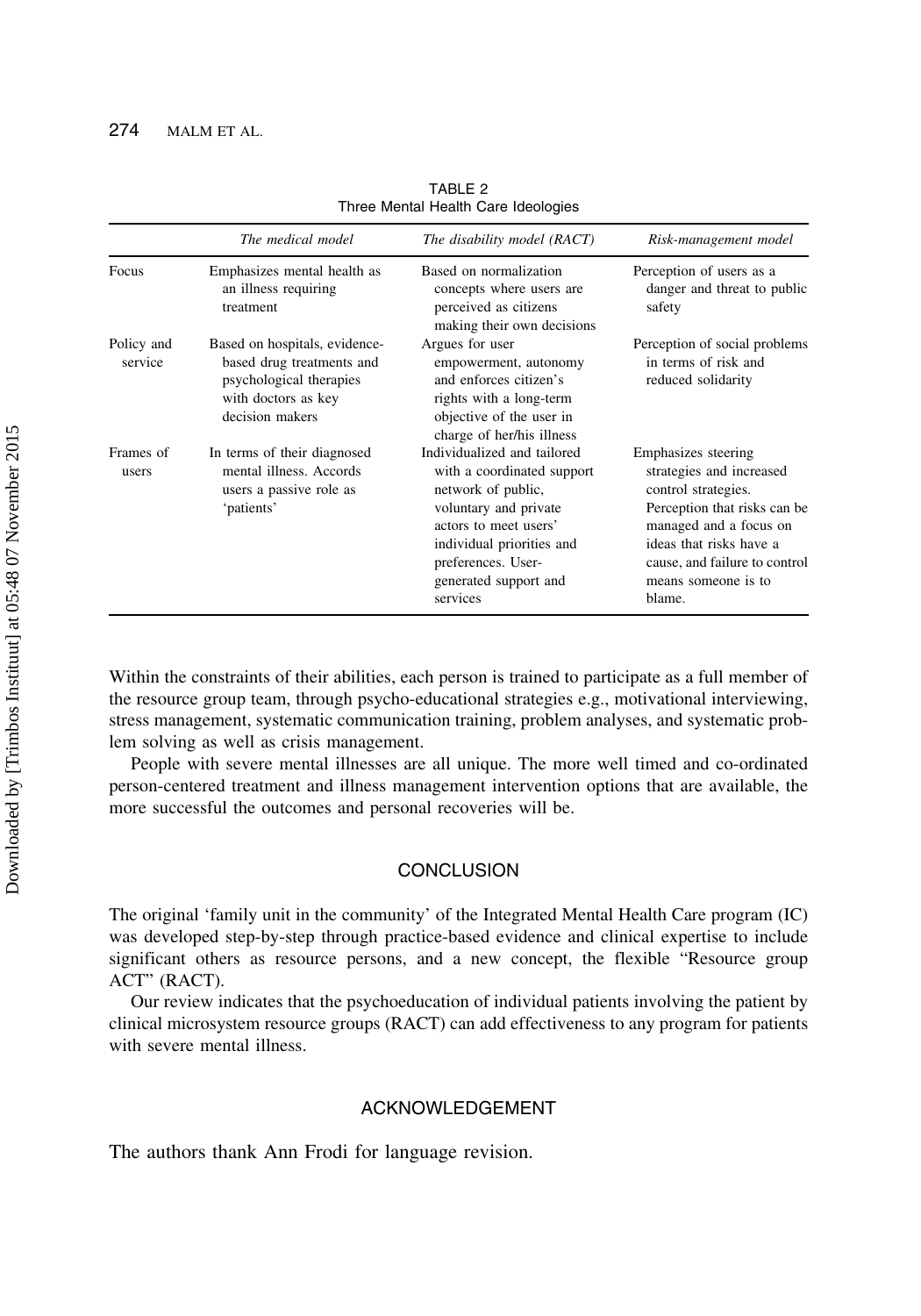TABLE 2
Three Mental Health Care Ideologies

| | *The medical model* | *The disability model (RACT)* | *Risk-management model* |
|---|---|---|---|
| Focus | Emphasizes mental health as an illness requiring treatment | Based on normalization concepts where users are perceived as citizens making their own decisions | Perception of users as a danger and threat to public safety |
| Policy and service | Based on hospitals, evidence-based drug treatments and psychological therapies with doctors as key decision makers | Argues for user empowerment, autonomy and enforces citizen's rights with a long-term objective of the user in charge of her/his illness | Perception of social problems in terms of risk and reduced solidarity |
| Frames of users | In terms of their diagnosed mental illness. Accords users a passive role as 'patients' | Individualized and tailored with a coordinated support network of public, voluntary and private actors to meet users' individual priorities and preferences. User-generated support and services | Emphasizes steering strategies and increased control strategies. Perception that risks can be managed and a focus on ideas that risks have a cause, and failure to control means someone is to blame. |

Within the constraints of their abilities, each person is trained to participate as a full member of the resource group team, through psycho-educational strategies e.g., motivational interviewing, stress management, systematic communication training, problem analyses, and systematic problem solving as well as crisis management.

People with severe mental illnesses are all unique. The more well timed and co-ordinated person-centered treatment and illness management intervention options that are available, the more successful the outcomes and personal recoveries will be.

## CONCLUSION

The original 'family unit in the community' of the Integrated Mental Health Care program (IC) was developed step-by-step through practice-based evidence and clinical expertise to include significant others as resource persons, and a new concept, the flexible "Resource group ACT" (RACT).

Our review indicates that the psychoeducation of individual patients involving the patient by clinical microsystem resource groups (RACT) can add effectiveness to any program for patients with severe mental illness.

## ACKNOWLEDGEMENT

The authors thank Ann Frodi for language revision.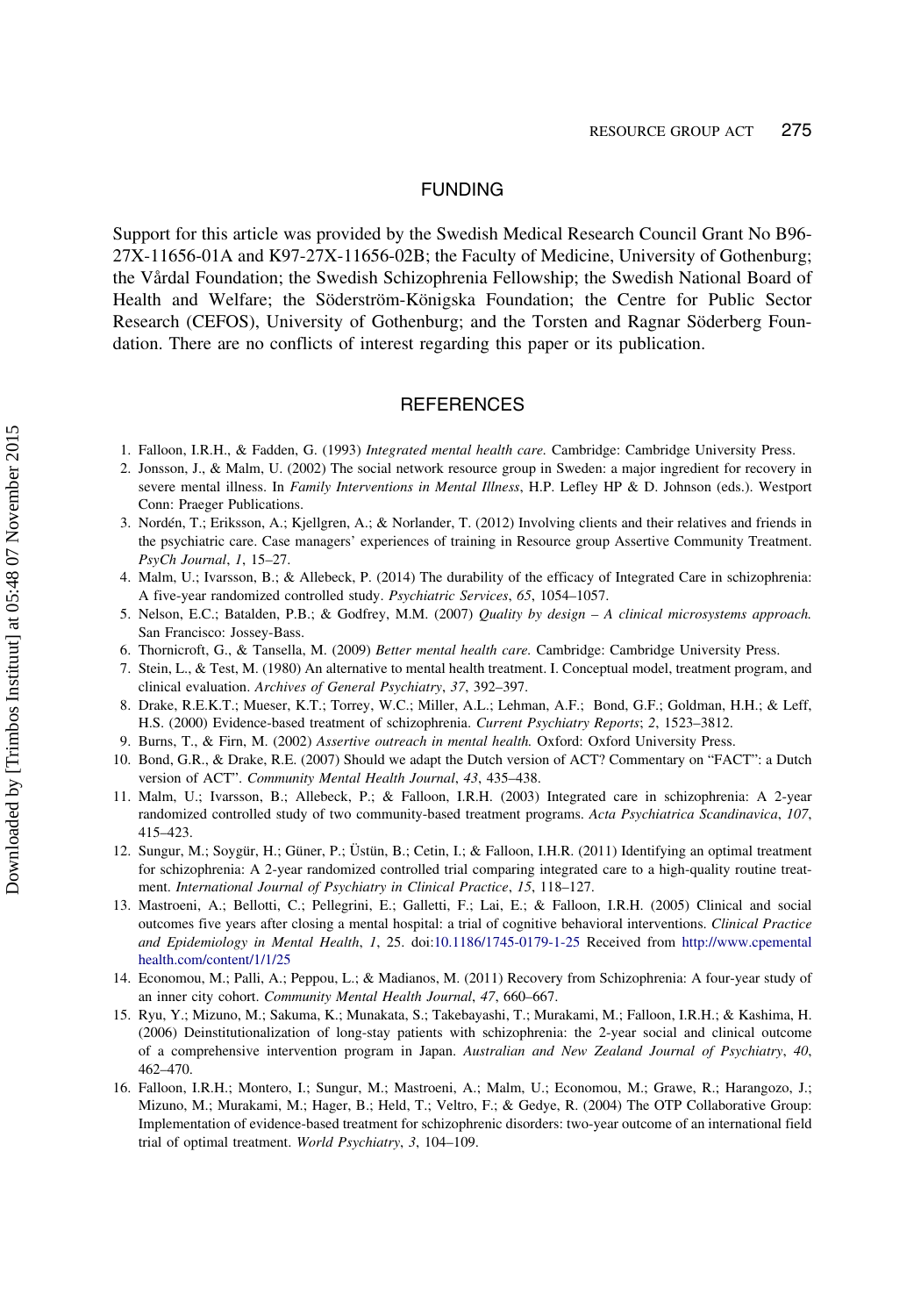## FUNDING

Support for this article was provided by the Swedish Medical Research Council Grant No B96-27X-11656-01A and K97-27X-11656-02B; the Faculty of Medicine, University of Gothenburg; the Vårdal Foundation; the Swedish Schizophrenia Fellowship; the Swedish National Board of Health and Welfare; the Söderström-Königska Foundation; the Centre for Public Sector Research (CEFOS), University of Gothenburg; and the Torsten and Ragnar Söderberg Foundation. There are no conflicts of interest regarding this paper or its publication.

## REFERENCES

1. Falloon, I.R.H., & Fadden, G. (1993) *Integrated mental health care.* Cambridge: Cambridge University Press.
2. Jonsson, J., & Malm, U. (2002) The social network resource group in Sweden: a major ingredient for recovery in severe mental illness. In *Family Interventions in Mental Illness*, H.P. Lefley HP & D. Johnson (eds.). Westport Conn: Praeger Publications.
3. Nordén, T.; Eriksson, A.; Kjellgren, A.; & Norlander, T. (2012) Involving clients and their relatives and friends in the psychiatric care. Case managers' experiences of training in Resource group Assertive Community Treatment. *PsyCh Journal*, *1*, 15–27.
4. Malm, U.; Ivarsson, B.; & Allebeck, P. (2014) The durability of the efficacy of Integrated Care in schizophrenia: A five-year randomized controlled study. *Psychiatric Services*, *65*, 1054–1057.
5. Nelson, E.C.; Batalden, P.B.; & Godfrey, M.M. (2007) *Quality by design – A clinical microsystems approach.* San Francisco: Jossey-Bass.
6. Thornicroft, G., & Tansella, M. (2009) *Better mental health care.* Cambridge: Cambridge University Press.
7. Stein, L., & Test, M. (1980) An alternative to mental health treatment. I. Conceptual model, treatment program, and clinical evaluation. *Archives of General Psychiatry*, *37*, 392–397.
8. Drake, R.E.K.T.; Mueser, K.T.; Torrey, W.C.; Miller, A.L.; Lehman, A.F.; Bond, G.F.; Goldman, H.H.; & Leff, H.S. (2000) Evidence-based treatment of schizophrenia. *Current Psychiatry Reports*; *2*, 1523–3812.
9. Burns, T., & Firn, M. (2002) *Assertive outreach in mental health.* Oxford: Oxford University Press.
10. Bond, G.R., & Drake, R.E. (2007) Should we adapt the Dutch version of ACT? Commentary on "FACT": a Dutch version of ACT". *Community Mental Health Journal*, *43*, 435–438.
11. Malm, U.; Ivarsson, B.; Allebeck, P.; & Falloon, I.R.H. (2003) Integrated care in schizophrenia: A 2-year randomized controlled study of two community-based treatment programs. *Acta Psychiatrica Scandinavica*, *107*, 415–423.
12. Sungur, M.; Soygür, H.; Güner, P.; Üstün, B.; Cetin, I.; & Falloon, I.H.R. (2011) Identifying an optimal treatment for schizophrenia: A 2-year randomized controlled trial comparing integrated care to a high-quality routine treatment. *International Journal of Psychiatry in Clinical Practice*, *15*, 118–127.
13. Mastroeni, A.; Bellotti, C.; Pellegrini, E.; Galletti, F.; Lai, E.; & Falloon, I.R.H. (2005) Clinical and social outcomes five years after closing a mental hospital: a trial of cognitive behavioral interventions. *Clinical Practice and Epidemiology in Mental Health*, *1*, 25. doi:10.1186/1745-0179-1-25 Received from http://www.cpementalhealth.com/content/1/1/25
14. Economou, M.; Palli, A.; Peppou, L.; & Madianos, M. (2011) Recovery from Schizophrenia: A four-year study of an inner city cohort. *Community Mental Health Journal*, *47*, 660–667.
15. Ryu, Y.; Mizuno, M.; Sakuma, K.; Munakata, S.; Takebayashi, T.; Murakami, M.; Falloon, I.R.H.; & Kashima, H. (2006) Deinstitutionalization of long-stay patients with schizophrenia: the 2-year social and clinical outcome of a comprehensive intervention program in Japan. *Australian and New Zealand Journal of Psychiatry*, *40*, 462–470.
16. Falloon, I.R.H.; Montero, I.; Sungur, M.; Mastroeni, A.; Malm, U.; Economou, M.; Grawe, R.; Harangozo, J.; Mizuno, M.; Murakami, M.; Hager, B.; Held, T.; Veltro, F.; & Gedye, R. (2004) The OTP Collaborative Group: Implementation of evidence-based treatment for schizophrenic disorders: two-year outcome of an international field trial of optimal treatment. *World Psychiatry*, *3*, 104–109.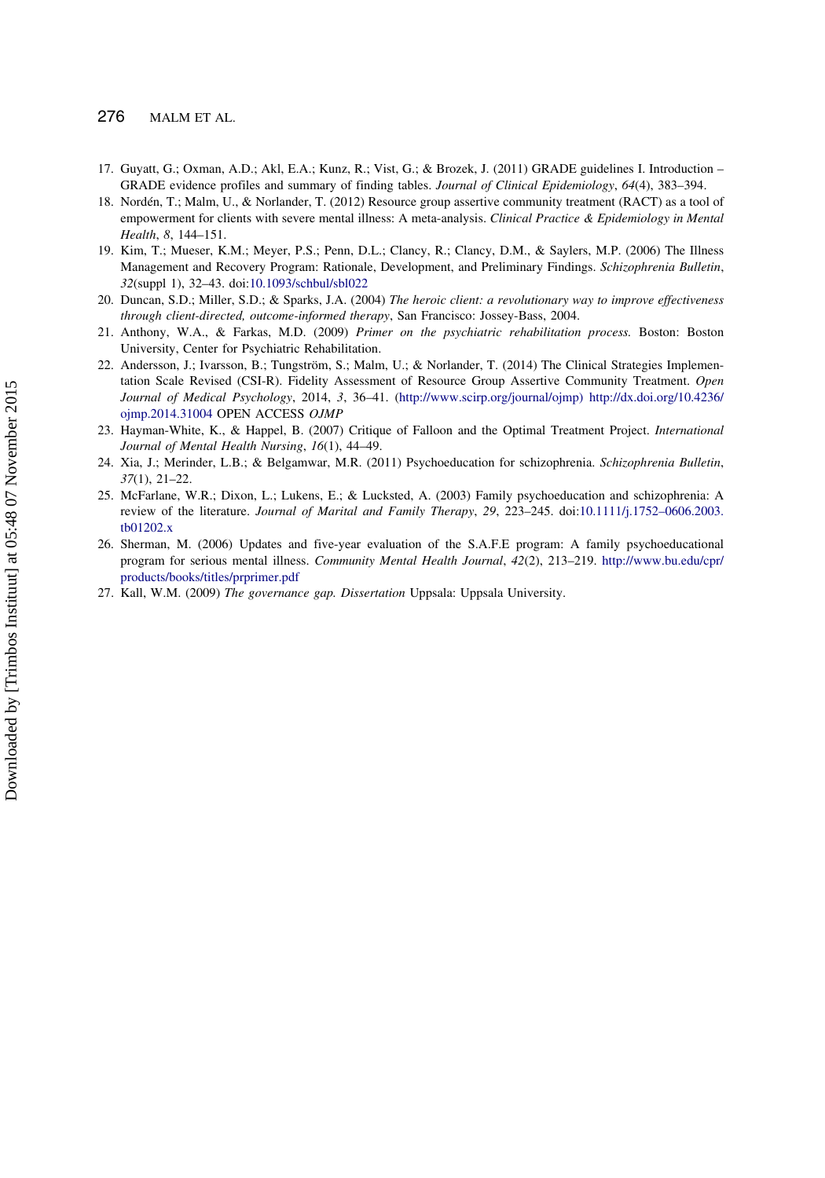17. Guyatt, G.; Oxman, A.D.; Akl, E.A.; Kunz, R.; Vist, G.; & Brozek, J. (2011) GRADE guidelines I. Introduction – GRADE evidence profiles and summary of finding tables. *Journal of Clinical Epidemiology*, *64*(4), 383–394.
18. Nordén, T.; Malm, U., & Norlander, T. (2012) Resource group assertive community treatment (RACT) as a tool of empowerment for clients with severe mental illness: A meta-analysis. *Clinical Practice & Epidemiology in Mental Health*, *8*, 144–151.
19. Kim, T.; Mueser, K.M.; Meyer, P.S.; Penn, D.L.; Clancy, R.; Clancy, D.M., & Saylers, M.P. (2006) The Illness Management and Recovery Program: Rationale, Development, and Preliminary Findings. *Schizophrenia Bulletin*, *32*(suppl 1), 32–43. doi:10.1093/schbul/sbl022
20. Duncan, S.D.; Miller, S.D.; & Sparks, J.A. (2004) *The heroic client: a revolutionary way to improve effectiveness through client-directed, outcome-informed therapy*, San Francisco: Jossey-Bass, 2004.
21. Anthony, W.A., & Farkas, M.D. (2009) *Primer on the psychiatric rehabilitation process.* Boston: Boston University, Center for Psychiatric Rehabilitation.
22. Andersson, J.; Ivarsson, B.; Tungström, S.; Malm, U.; & Norlander, T. (2014) The Clinical Strategies Implementation Scale Revised (CSI-R). Fidelity Assessment of Resource Group Assertive Community Treatment. *Open Journal of Medical Psychology*, 2014, *3*, 36–41. (http://www.scirp.org/journal/ojmp) http://dx.doi.org/10.4236/ojmp.2014.31004 OPEN ACCESS *OJMP*
23. Hayman-White, K., & Happel, B. (2007) Critique of Falloon and the Optimal Treatment Project. *International Journal of Mental Health Nursing*, *16*(1), 44–49.
24. Xia, J.; Merinder, L.B.; & Belgamwar, M.R. (2011) Psychoeducation for schizophrenia. *Schizophrenia Bulletin*, *37*(1), 21–22.
25. McFarlane, W.R.; Dixon, L.; Lukens, E.; & Lucksted, A. (2003) Family psychoeducation and schizophrenia: A review of the literature. *Journal of Marital and Family Therapy*, *29*, 223–245. doi:10.1111/j.1752–0606.2003.tb01202.x
26. Sherman, M. (2006) Updates and five-year evaluation of the S.A.F.E program: A family psychoeducational program for serious mental illness. *Community Mental Health Journal*, *42*(2), 213–219. http://www.bu.edu/cpr/products/books/titles/prprimer.pdf
27. Kall, W.M. (2009) *The governance gap. Dissertation* Uppsala: Uppsala University.